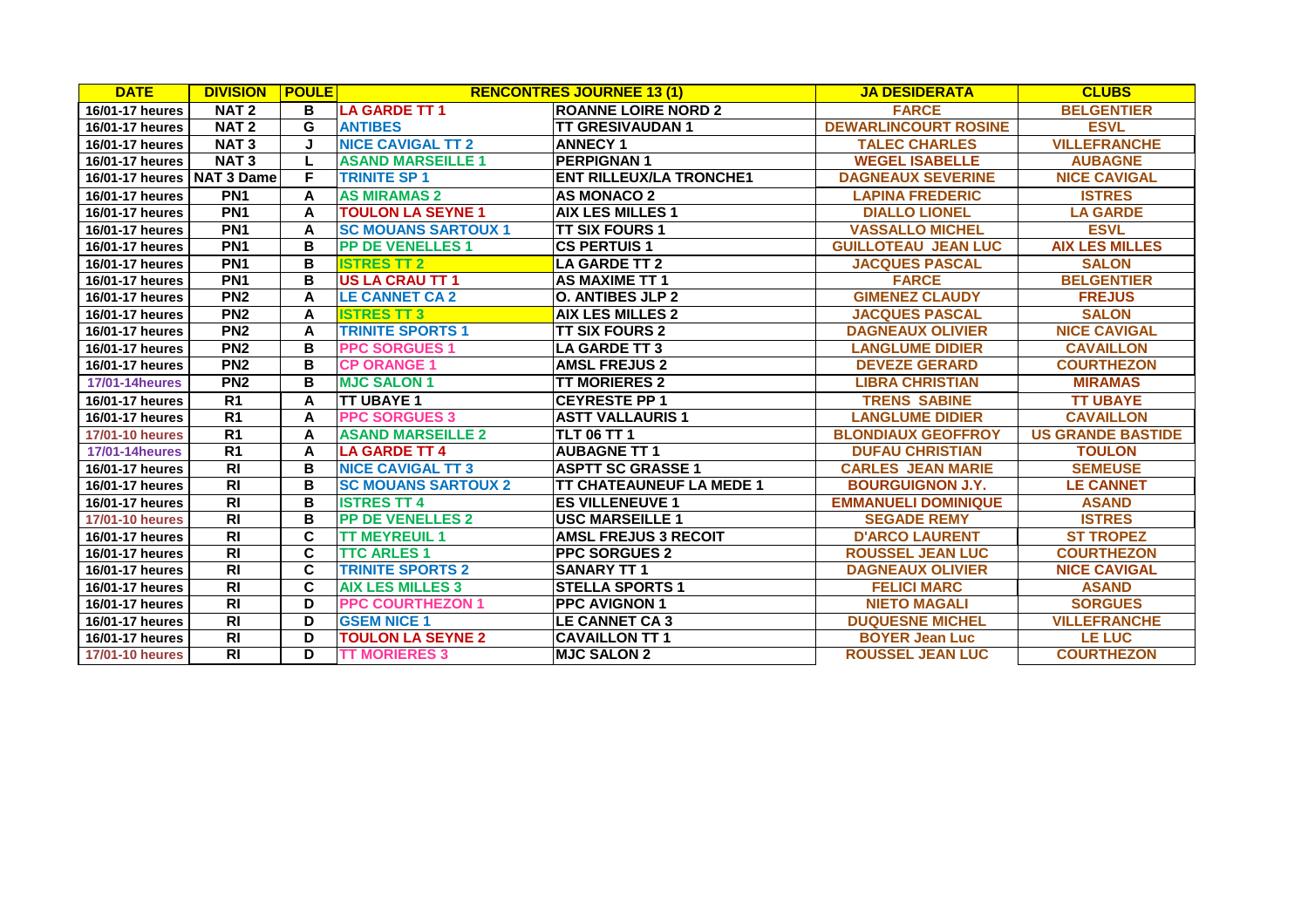| DATE | DIVISION | POULE | RENCONTRES JOURNEE 13 (1) | | JA DESIDERATA | CLUBS |
|---|---|---|---|---|---|---|
| 16/01-17 heures | NAT 2 | B | LA GARDE TT 1 | ROANNE LOIRE NORD 2 | FARCE | BELGENTIER |
| 16/01-17 heures | NAT 2 | G | ANTIBES | TT GRESIVAUDAN 1 | DEWARLINCOURT ROSINE | ESVL |
| 16/01-17 heures | NAT 3 | J | NICE CAVIGAL TT 2 | ANNECY 1 | TALEC CHARLES | VILLEFRANCHE |
| 16/01-17 heures | NAT 3 | L | ASAND MARSEILLE 1 | PERPIGNAN 1 | WEGEL ISABELLE | AUBAGNE |
| 16/01-17 heures | NAT 3 Dame | F | TRINITE SP 1 | ENT RILLEUX/LA TRONCHE1 | DAGNEAUX SEVERINE | NICE CAVIGAL |
| 16/01-17 heures | PN1 | A | AS MIRAMAS 2 | AS MONACO 2 | LAPINA FREDERIC | ISTRES |
| 16/01-17 heures | PN1 | A | TOULON LA SEYNE 1 | AIX LES MILLES 1 | DIALLO LIONEL | LA GARDE |
| 16/01-17 heures | PN1 | A | SC MOUANS SARTOUX 1 | TT SIX FOURS 1 | VASSALLO MICHEL | ESVL |
| 16/01-17 heures | PN1 | B | PP DE VENELLES 1 | CS PERTUIS 1 | GUILLOTEAU JEAN LUC | AIX LES MILLES |
| 16/01-17 heures | PN1 | B | ISTRES TT 2 | LA GARDE TT 2 | JACQUES PASCAL | SALON |
| 16/01-17 heures | PN1 | B | US LA CRAU TT 1 | AS MAXIME TT 1 | FARCE | BELGENTIER |
| 16/01-17 heures | PN2 | A | LE CANNET CA 2 | O. ANTIBES JLP 2 | GIMENEZ CLAUDY | FREJUS |
| 16/01-17 heures | PN2 | A | ISTRES TT 3 | AIX LES MILLES 2 | JACQUES PASCAL | SALON |
| 16/01-17 heures | PN2 | A | TRINITE SPORTS 1 | TT SIX FOURS 2 | DAGNEAUX OLIVIER | NICE CAVIGAL |
| 16/01-17 heures | PN2 | B | PPC SORGUES 1 | LA GARDE TT 3 | LANGLUME DIDIER | CAVAILLON |
| 16/01-17 heures | PN2 | B | CP ORANGE 1 | AMSL FREJUS 2 | DEVEZE GERARD | COURTHEZON |
| 17/01-14heures | PN2 | B | MJC SALON 1 | TT MORIERES 2 | LIBRA CHRISTIAN | MIRAMAS |
| 16/01-17 heures | R1 | A | TT UBAYE 1 | CEYRESTE PP 1 | TRENS SABINE | TT UBAYE |
| 16/01-17 heures | R1 | A | PPC SORGUES 3 | ASTT VALLAURIS 1 | LANGLUME DIDIER | CAVAILLON |
| 17/01-10 heures | R1 | A | ASAND MARSEILLE 2 | TLT 06 TT 1 | BLONDIAUX GEOFFROY | US GRANDE BASTIDE |
| 17/01-14heures | R1 | A | LA GARDE TT 4 | AUBAGNE TT 1 | DUFAU CHRISTIAN | TOULON |
| 16/01-17 heures | RI | B | NICE CAVIGAL TT 3 | ASPTT SC GRASSE 1 | CARLES JEAN MARIE | SEMEUSE |
| 16/01-17 heures | RI | B | SC MOUANS SARTOUX 2 | TT CHATEAUNEUF LA MEDE 1 | BOURGUIGNON J.Y. | LE CANNET |
| 16/01-17 heures | RI | B | ISTRES TT 4 | ES VILLENEUVE 1 | EMMANUELI DOMINIQUE | ASAND |
| 17/01-10 heures | RI | B | PP DE VENELLES 2 | USC MARSEILLE 1 | SEGADE REMY | ISTRES |
| 16/01-17 heures | RI | C | TT MEYREUIL 1 | AMSL FREJUS 3 RECOIT | D'ARCO LAURENT | ST TROPEZ |
| 16/01-17 heures | RI | C | TTC ARLES 1 | PPC SORGUES 2 | ROUSSEL JEAN LUC | COURTHEZON |
| 16/01-17 heures | RI | C | TRINITE SPORTS 2 | SANARY TT 1 | DAGNEAUX OLIVIER | NICE CAVIGAL |
| 16/01-17 heures | RI | C | AIX LES MILLES 3 | STELLA SPORTS 1 | FELICI MARC | ASAND |
| 16/01-17 heures | RI | D | PPC COURTHEZON 1 | PPC AVIGNON 1 | NIETO MAGALI | SORGUES |
| 16/01-17 heures | RI | D | GSEM NICE 1 | LE CANNET CA 3 | DUQUESNE MICHEL | VILLEFRANCHE |
| 16/01-17 heures | RI | D | TOULON LA SEYNE 2 | CAVAILLON TT 1 | BOYER Jean Luc | LE LUC |
| 17/01-10 heures | RI | D | TT MORIERES 3 | MJC SALON 2 | ROUSSEL JEAN LUC | COURTHEZON |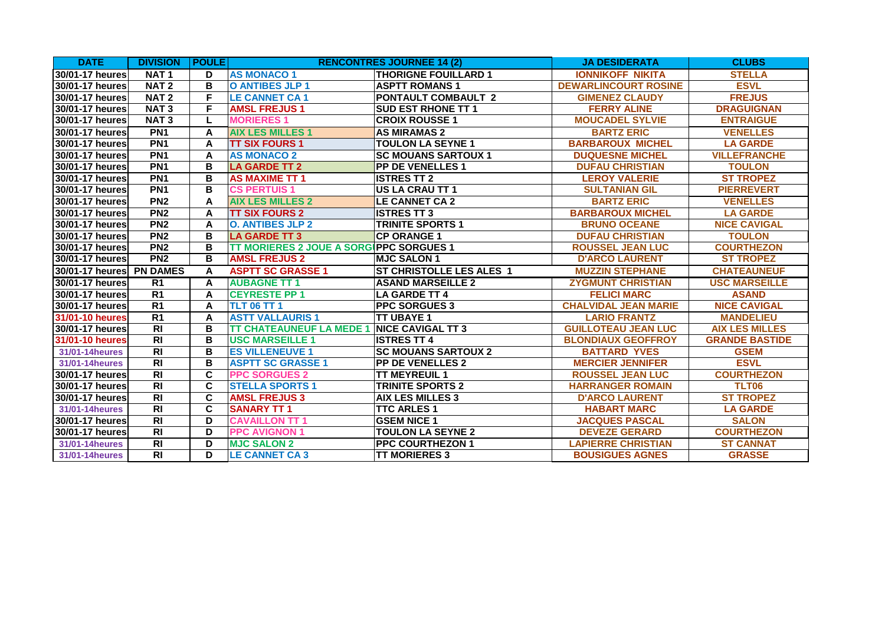| DATE | DIVISION | POULE | RENCONTRES JOURNEE 14 (2) | | JA DESIDERATA | CLUBS |
|---|---|---|---|---|---|---|
| 30/01-17 heures | NAT 1 | D | AS MONACO 1 | THORIGNE FOUILLARD 1 | IONNIKOFF NIKITA | STELLA |
| 30/01-17 heures | NAT 2 | B | O ANTIBES JLP 1 | ASPTT ROMANS 1 | DEWARLINCOURT ROSINE | ESVL |
| 30/01-17 heures | NAT 2 | F | LE CANNET CA 1 | PONTAULT COMBAULT 2 | GIMENEZ CLAUDY | FREJUS |
| 30/01-17 heures | NAT 3 | F | AMSL FREJUS 1 | SUD EST RHONE TT 1 | FERRY ALINE | DRAGUIGNAN |
| 30/01-17 heures | NAT 3 | L | MORIERES 1 | CROIX ROUSSE 1 | MOUCADEL SYLVIE | ENTRAIGUE |
| 30/01-17 heures | PN1 | A | AIX LES MILLES 1 | AS MIRAMAS 2 | BARTZ ERIC | VENELLES |
| 30/01-17 heures | PN1 | A | TT SIX FOURS 1 | TOULON LA SEYNE 1 | BARBAROUX MICHEL | LA GARDE |
| 30/01-17 heures | PN1 | A | AS MONACO 2 | SC MOUANS SARTOUX 1 | DUQUESNE MICHEL | VILLEFRANCHE |
| 30/01-17 heures | PN1 | B | LA GARDE TT 2 | PP DE VENELLES 1 | DUFAU CHRISTIAN | TOULON |
| 30/01-17 heures | PN1 | B | AS MAXIME TT 1 | ISTRES TT 2 | LEROY VALERIE | ST TROPEZ |
| 30/01-17 heures | PN1 | B | CS PERTUIS 1 | US LA CRAU TT 1 | SULTANIAN GIL | PIERREVERT |
| 30/01-17 heures | PN2 | A | AIX LES MILLES 2 | LE CANNET CA 2 | BARTZ ERIC | VENELLES |
| 30/01-17 heures | PN2 | A | TT SIX FOURS 2 | ISTRES TT 3 | BARBAROUX MICHEL | LA GARDE |
| 30/01-17 heures | PN2 | A | O. ANTIBES JLP 2 | TRINITE SPORTS 1 | BRUNO OCEANE | NICE CAVIGAL |
| 30/01-17 heures | PN2 | B | LA GARDE TT 3 | CP ORANGE 1 | DUFAU CHRISTIAN | TOULON |
| 30/01-17 heures | PN2 | B | TT MORIERES 2 JOUE A SORG | PPC SORGUES 1 | ROUSSEL JEAN LUC | COURTHEZON |
| 30/01-17 heures | PN2 | B | AMSL FREJUS 2 | MJC SALON 1 | D'ARCO LAURENT | ST TROPEZ |
| 30/01-17 heures | PN DAMES | A | ASPTT SC GRASSE 1 | ST CHRISTOLLE LES ALES 1 | MUZZIN STEPHANE | CHATEAUNEUF |
| 30/01-17 heures | R1 | A | AUBAGNE TT 1 | ASAND MARSEILLE 2 | ZYGMUNT CHRISTIAN | USC MARSEILLE |
| 30/01-17 heures | R1 | A | CEYRESTE PP 1 | LA GARDE TT 4 | FELICI MARC | ASAND |
| 30/01-17 heures | R1 | A | TLT 06 TT 1 | PPC SORGUES 3 | CHALVIDAL JEAN MARIE | NICE CAVIGAL |
| 31/01-10 heures | R1 | A | ASTT VALLAURIS 1 | TT UBAYE 1 | LARIO FRANTZ | MANDELIEU |
| 30/01-17 heures | RI | B | TT CHATEAUNEUF LA MEDE 1 | NICE CAVIGAL TT 3 | GUILLOTEAU JEAN LUC | AIX LES MILLES |
| 31/01-10 heures | RI | B | USC MARSEILLE 1 | ISTRES TT 4 | BLONDIAUX GEOFFROY | GRANDE BASTIDE |
| 31/01-14heures | RI | B | ES VILLENEUVE 1 | SC MOUANS SARTOUX 2 | BATTARD YVES | GSEM |
| 31/01-14heures | RI | B | ASPTT SC GRASSE 1 | PP DE VENELLES 2 | MERCIER JENNIFER | ESVL |
| 30/01-17 heures | RI | C | PPC SORGUES 2 | TT MEYREUIL 1 | ROUSSEL JEAN LUC | COURTHEZON |
| 30/01-17 heures | RI | C | STELLA SPORTS 1 | TRINITE SPORTS 2 | HARRANGER ROMAIN | TLT06 |
| 30/01-17 heures | RI | C | AMSL FREJUS 3 | AIX LES MILLES 3 | D'ARCO LAURENT | ST TROPEZ |
| 31/01-14heures | RI | C | SANARY TT 1 | TTC ARLES 1 | HABART MARC | LA GARDE |
| 30/01-17 heures | RI | D | CAVAILLON TT 1 | GSEM NICE 1 | JACQUES PASCAL | SALON |
| 30/01-17 heures | RI | D | PPC AVIGNON 1 | TOULON LA SEYNE 2 | DEVEZE GERARD | COURTHEZON |
| 31/01-14heures | RI | D | MJC SALON 2 | PPC COURTHEZON 1 | LAPIERRE CHRISTIAN | ST CANNAT |
| 31/01-14heures | RI | D | LE CANNET CA 3 | TT MORIERES 3 | BOUSIGUES AGNES | GRASSE |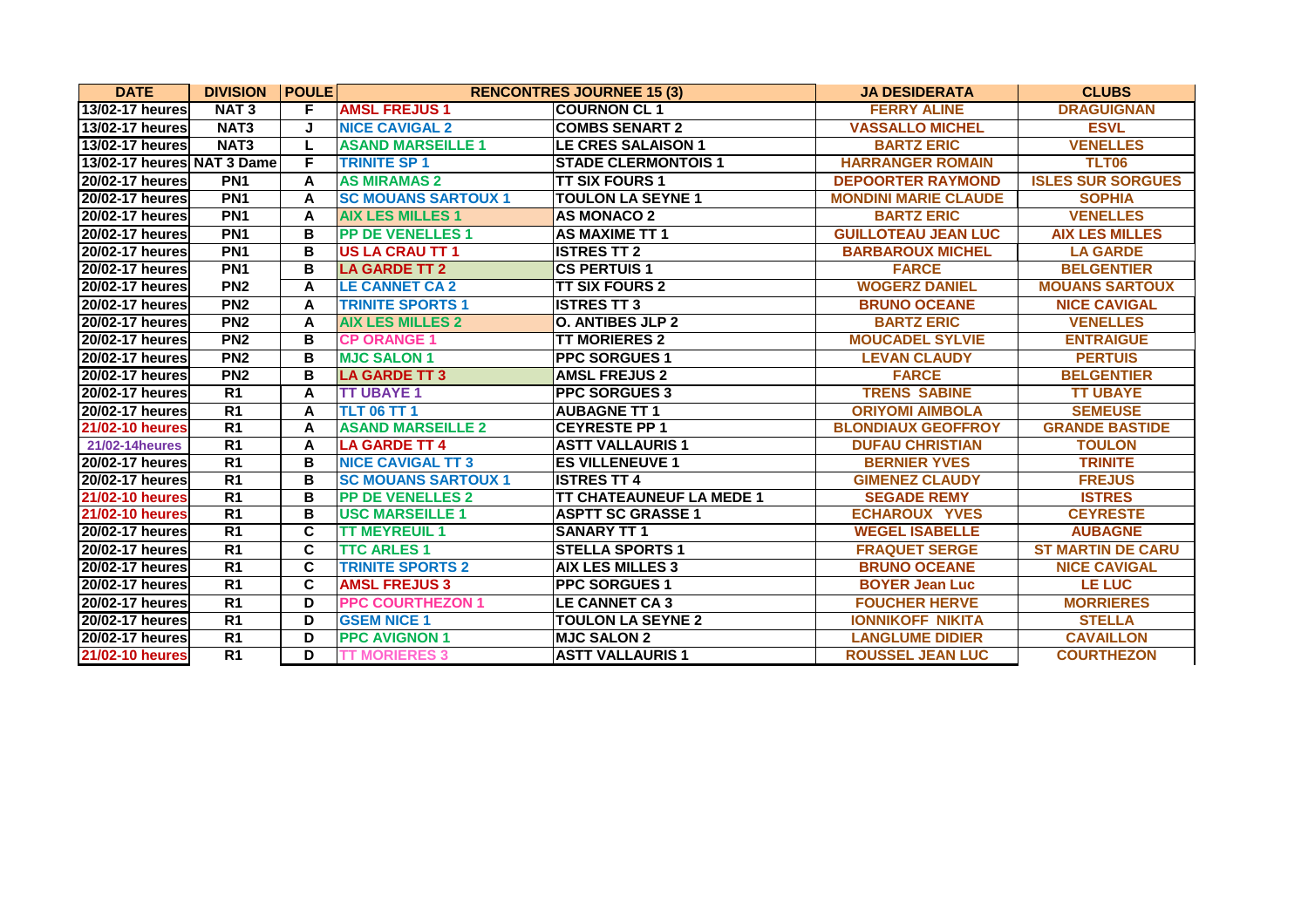| DATE | DIVISION | POULE | RENCONTRES JOURNEE 15 (3) | | JA DESIDERATA | CLUBS |
|---|---|---|---|---|---|---|
| 13/02-17 heures | NAT 3 | F | AMSL FREJUS 1 | COURNON CL 1 | FERRY ALINE | DRAGUIGNAN |
| 13/02-17 heures | NAT3 | J | NICE CAVIGAL 2 | COMBS SENART 2 | VASSALLO MICHEL | ESVL |
| 13/02-17 heures | NAT3 | L | ASAND MARSEILLE 1 | LE CRES SALAISON 1 | BARTZ ERIC | VENELLES |
| 13/02-17 heures | NAT 3 Dame | F | TRINITE SP 1 | STADE CLERMONTOIS 1 | HARRANGER ROMAIN | TLT06 |
| 20/02-17 heures | PN1 | A | AS MIRAMAS 2 | TT SIX FOURS 1 | DEPOORTER RAYMOND | ISLES SUR SORGUES |
| 20/02-17 heures | PN1 | A | SC MOUANS SARTOUX 1 | TOULON LA SEYNE 1 | MONDINI MARIE CLAUDE | SOPHIA |
| 20/02-17 heures | PN1 | A | AIX LES MILLES 1 | AS MONACO 2 | BARTZ ERIC | VENELLES |
| 20/02-17 heures | PN1 | B | PP DE VENELLES 1 | AS MAXIME TT 1 | GUILLOTEAU JEAN LUC | AIX LES MILLES |
| 20/02-17 heures | PN1 | B | US LA CRAU TT 1 | ISTRES TT 2 | BARBAROUX MICHEL | LA GARDE |
| 20/02-17 heures | PN1 | B | LA GARDE TT 2 | CS PERTUIS 1 | FARCE | BELGENTIER |
| 20/02-17 heures | PN2 | A | LE CANNET CA 2 | TT SIX FOURS 2 | WOGERZ DANIEL | MOUANS SARTOUX |
| 20/02-17 heures | PN2 | A | TRINITE SPORTS 1 | ISTRES TT 3 | BRUNO OCEANE | NICE CAVIGAL |
| 20/02-17 heures | PN2 | A | AIX LES MILLES 2 | O. ANTIBES JLP 2 | BARTZ ERIC | VENELLES |
| 20/02-17 heures | PN2 | B | CP ORANGE 1 | TT MORIERES 2 | MOUCADEL SYLVIE | ENTRAIGUE |
| 20/02-17 heures | PN2 | B | MJC SALON 1 | PPC SORGUES 1 | LEVAN CLAUDY | PERTUIS |
| 20/02-17 heures | PN2 | B | LA GARDE TT 3 | AMSL FREJUS 2 | FARCE | BELGENTIER |
| 20/02-17 heures | R1 | A | TT UBAYE 1 | PPC SORGUES 3 | TRENS SABINE | TT UBAYE |
| 20/02-17 heures | R1 | A | TLT 06 TT 1 | AUBAGNE TT 1 | ORIYOMI AIMBOLA | SEMEUSE |
| 21/02-10 heures | R1 | A | ASAND MARSEILLE 2 | CEYRESTE PP 1 | BLONDIAUX GEOFFROY | GRANDE BASTIDE |
| 21/02-14heures | R1 | A | LA GARDE TT 4 | ASTT VALLAURIS 1 | DUFAU CHRISTIAN | TOULON |
| 20/02-17 heures | R1 | B | NICE CAVIGAL TT 3 | ES VILLENEUVE 1 | BERNIER YVES | TRINITE |
| 20/02-17 heures | R1 | B | SC MOUANS SARTOUX 1 | ISTRES TT 4 | GIMENEZ CLAUDY | FREJUS |
| 21/02-10 heures | R1 | B | PP DE VENELLES 2 | TT CHATEAUNEUF LA MEDE 1 | SEGADE REMY | ISTRES |
| 21/02-10 heures | R1 | B | USC MARSEILLE 1 | ASPTT SC GRASSE 1 | ECHAROUX YVES | CEYRESTE |
| 20/02-17 heures | R1 | C | TT MEYREUIL 1 | SANARY TT 1 | WEGEL ISABELLE | AUBAGNE |
| 20/02-17 heures | R1 | C | TTC ARLES 1 | STELLA SPORTS 1 | FRAQUET SERGE | ST MARTIN DE CARU |
| 20/02-17 heures | R1 | C | TRINITE SPORTS 2 | AIX LES MILLES 3 | BRUNO OCEANE | NICE CAVIGAL |
| 20/02-17 heures | R1 | C | AMSL FREJUS 3 | PPC SORGUES 1 | BOYER Jean Luc | LE LUC |
| 20/02-17 heures | R1 | D | PPC COURTHEZON 1 | LE CANNET CA 3 | FOUCHER HERVE | MORRIERES |
| 20/02-17 heures | R1 | D | GSEM NICE 1 | TOULON LA SEYNE 2 | IONNIKOFF NIKITA | STELLA |
| 20/02-17 heures | R1 | D | PPC AVIGNON 1 | MJC SALON 2 | LANGLUME DIDIER | CAVAILLON |
| 21/02-10 heures | R1 | D | TT MORIERES 3 | ASTT VALLAURIS 1 | ROUSSEL JEAN LUC | COURTHEZON |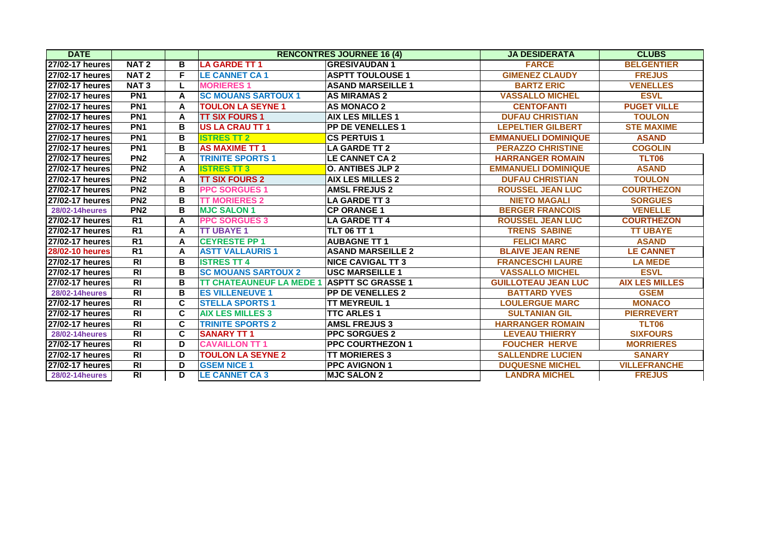| DATE | | | RENCONTRES JOURNEE 16 (4) | | JA DESIDERATA | CLUBS |
|---|---|---|---|---|---|---|
| 27/02-17 heures | NAT 2 | B | LA GARDE TT 1 | GRESIVAUDAN 1 | FARCE | BELGENTIER |
| 27/02-17 heures | NAT 2 | F | LE CANNET CA 1 | ASPTT TOULOUSE 1 | GIMENEZ CLAUDY | FREJUS |
| 27/02-17 heures | NAT 3 | L | MORIERES 1 | ASAND MARSEILLE 1 | BARTZ ERIC | VENELLES |
| 27/02-17 heures | PN1 | A | SC MOUANS SARTOUX 1 | AS MIRAMAS 2 | VASSALLO MICHEL | ESVL |
| 27/02-17 heures | PN1 | A | TOULON LA SEYNE 1 | AS MONACO 2 | CENTOFANTI | PUGET VILLE |
| 27/02-17 heures | PN1 | A | TT SIX FOURS 1 | AIX LES MILLES 1 | DUFAU CHRISTIAN | TOULON |
| 27/02-17 heures | PN1 | B | US LA CRAU TT 1 | PP DE VENELLES 1 | LEPELTIER GILBERT | STE MAXIME |
| 27/02-17 heures | PN1 | B | ISTRES TT 2 | CS PERTUIS 1 | EMMANUELI DOMINIQUE | ASAND |
| 27/02-17 heures | PN1 | B | AS MAXIME TT 1 | LA GARDE TT 2 | PERAZZO CHRISTINE | COGOLIN |
| 27/02-17 heures | PN2 | A | TRINITE SPORTS 1 | LE CANNET CA 2 | HARRANGER ROMAIN | TLT06 |
| 27/02-17 heures | PN2 | A | ISTRES TT 3 | O. ANTIBES JLP 2 | EMMANUELI DOMINIQUE | ASAND |
| 27/02-17 heures | PN2 | A | TT SIX FOURS 2 | AIX LES MILLES 2 | DUFAU CHRISTIAN | TOULON |
| 27/02-17 heures | PN2 | B | PPC SORGUES 1 | AMSL FREJUS 2 | ROUSSEL JEAN LUC | COURTHEZON |
| 27/02-17 heures | PN2 | B | TT MORIERES 2 | LA GARDE TT 3 | NIETO MAGALI | SORGUES |
| 28/02-14heures | PN2 | B | MJC SALON 1 | CP ORANGE 1 | BERGER FRANCOIS | VENELLE |
| 27/02-17 heures | R1 | A | PPC SORGUES 3 | LA GARDE TT 4 | ROUSSEL JEAN LUC | COURTHEZON |
| 27/02-17 heures | R1 | A | TT UBAYE 1 | TLT 06 TT 1 | TRENS SABINE | TT UBAYE |
| 27/02-17 heures | R1 | A | CEYRESTE PP 1 | AUBAGNE TT 1 | FELICI MARC | ASAND |
| 28/02-10 heures | R1 | A | ASTT VALLAURIS 1 | ASAND MARSEILLE 2 | BLAIVE JEAN RENE | LE CANNET |
| 27/02-17 heures | RI | B | ISTRES TT 4 | NICE CAVIGAL TT 3 | FRANCESCHI LAURE | LA MEDE |
| 27/02-17 heures | RI | B | SC MOUANS SARTOUX 2 | USC MARSEILLE 1 | VASSALLO MICHEL | ESVL |
| 27/02-17 heures | RI | B | TT CHATEAUNEUF LA MEDE 1 | ASPTT SC GRASSE 1 | GUILLOTEAU JEAN LUC | AIX LES MILLES |
| 28/02-14heures | RI | B | ES VILLENEUVE 1 | PP DE VENELLES 2 | BATTARD YVES | GSEM |
| 27/02-17 heures | RI | C | STELLA SPORTS 1 | TT MEYREUIL 1 | LOULERGUE MARC | MONACO |
| 27/02-17 heures | RI | C | AIX LES MILLES 3 | TTC ARLES 1 | SULTANIAN GIL | PIERREVERT |
| 27/02-17 heures | RI | C | TRINITE SPORTS 2 | AMSL FREJUS 3 | HARRANGER ROMAIN | TLT06 |
| 28/02-14heures | RI | C | SANARY TT 1 | PPC SORGUES 2 | LEVEAU THIERRY | SIXFOURS |
| 27/02-17 heures | RI | D | CAVAILLON TT 1 | PPC COURTHEZON 1 | FOUCHER HERVE | MORRIERES |
| 27/02-17 heures | RI | D | TOULON LA SEYNE 2 | TT MORIERES 3 | SALLENDRE LUCIEN | SANARY |
| 27/02-17 heures | RI | D | GSEM NICE 1 | PPC AVIGNON 1 | DUQUESNE MICHEL | VILLEFRANCHE |
| 28/02-14heures | RI | D | LE CANNET CA 3 | MJC SALON 2 | LANDRA MICHEL | FREJUS |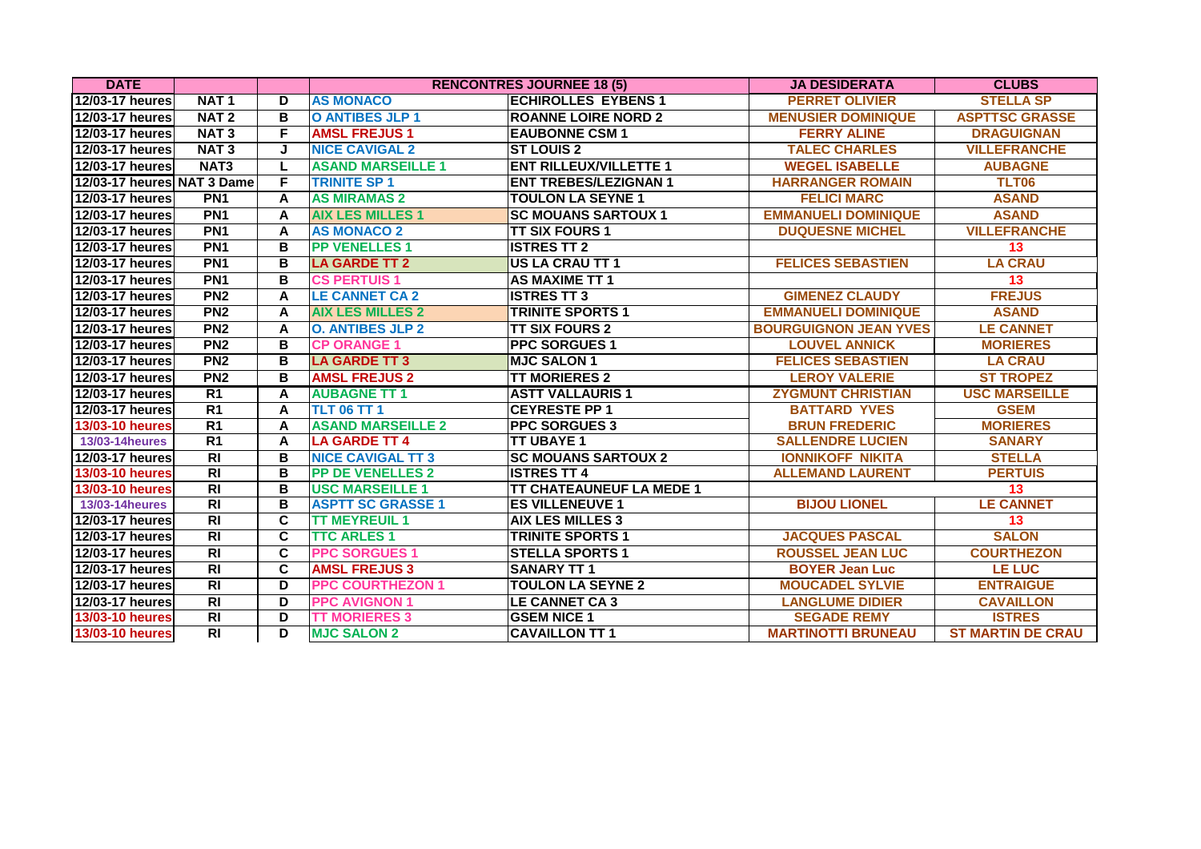| DATE | | | RENCONTRES JOURNEE 18 (5) | | JA DESIDERATA | CLUBS |
|---|---|---|---|---|---|---|
| 12/03-17 heures | NAT 1 | D | AS MONACO | ECHIROLLES EYBENS 1 | PERRET OLIVIER | STELLA SP |
| 12/03-17 heures | NAT 2 | B | O ANTIBES JLP 1 | ROANNE LOIRE NORD 2 | MENUSIER DOMINIQUE | ASPTTSC GRASSE |
| 12/03-17 heures | NAT 3 | F | AMSL FREJUS 1 | EAUBONNE CSM 1 | FERRY ALINE | DRAGUIGNAN |
| 12/03-17 heures | NAT 3 | J | NICE CAVIGAL 2 | ST LOUIS 2 | TALEC CHARLES | VILLEFRANCHE |
| 12/03-17 heures | NAT3 | L | ASAND MARSEILLE 1 | ENT RILLEUX/VILLETTE 1 | WEGEL ISABELLE | AUBAGNE |
| 12/03-17 heures | NAT 3 Dame | F | TRINITE SP 1 | ENT TREBES/LEZIGNAN 1 | HARRANGER ROMAIN | TLT06 |
| 12/03-17 heures | PN1 | A | AS MIRAMAS 2 | TOULON LA SEYNE 1 | FELICI MARC | ASAND |
| 12/03-17 heures | PN1 | A | AIX LES MILLES 1 | SC MOUANS SARTOUX 1 | EMMANUELI DOMINIQUE | ASAND |
| 12/03-17 heures | PN1 | A | AS MONACO 2 | TT SIX FOURS 1 | DUQUESNE MICHEL | VILLEFRANCHE |
| 12/03-17 heures | PN1 | B | PP VENELLES 1 | ISTRES TT 2 | | 13 |
| 12/03-17 heures | PN1 | B | LA GARDE TT 2 | US LA CRAU TT 1 | FELICES SEBASTIEN | LA CRAU |
| 12/03-17 heures | PN1 | B | CS PERTUIS 1 | AS MAXIME TT 1 | | 13 |
| 12/03-17 heures | PN2 | A | LE CANNET CA 2 | ISTRES TT 3 | GIMENEZ CLAUDY | FREJUS |
| 12/03-17 heures | PN2 | A | AIX LES MILLES 2 | TRINITE SPORTS 1 | EMMANUELI DOMINIQUE | ASAND |
| 12/03-17 heures | PN2 | A | O. ANTIBES JLP 2 | TT SIX FOURS 2 | BOURGUIGNON JEAN YVES | LE CANNET |
| 12/03-17 heures | PN2 | B | CP ORANGE 1 | PPC SORGUES 1 | LOUVEL ANNICK | MORIERES |
| 12/03-17 heures | PN2 | B | LA GARDE TT 3 | MJC SALON 1 | FELICES SEBASTIEN | LA CRAU |
| 12/03-17 heures | PN2 | B | AMSL FREJUS 2 | TT MORIERES 2 | LEROY VALERIE | ST TROPEZ |
| 12/03-17 heures | R1 | A | AUBAGNE TT 1 | ASTT VALLAURIS 1 | ZYGMUNT CHRISTIAN | USC MARSEILLE |
| 12/03-17 heures | R1 | A | TLT 06 TT 1 | CEYRESTE PP 1 | BATTARD YVES | GSEM |
| 13/03-10 heures | R1 | A | ASAND MARSEILLE 2 | PPC SORGUES 3 | BRUN FREDERIC | MORIERES |
| 13/03-14heures | R1 | A | LA GARDE TT 4 | TT UBAYE 1 | SALLENDRE LUCIEN | SANARY |
| 12/03-17 heures | RI | B | NICE CAVIGAL TT 3 | SC MOUANS SARTOUX 2 | IONNIKOFF NIKITA | STELLA |
| 13/03-10 heures | RI | B | PP DE VENELLES 2 | ISTRES TT 4 | ALLEMAND LAURENT | PERTUIS |
| 13/03-10 heures | RI | B | USC MARSEILLE 1 | TT CHATEAUNEUF LA MEDE 1 | | 13 |
| 13/03-14heures | RI | B | ASPTT SC GRASSE 1 | ES VILLENEUVE 1 | BIJOU LIONEL | LE CANNET |
| 12/03-17 heures | RI | C | TT MEYREUIL 1 | AIX LES MILLES 3 | | 13 |
| 12/03-17 heures | RI | C | TTC ARLES 1 | TRINITE SPORTS 1 | JACQUES PASCAL | SALON |
| 12/03-17 heures | RI | C | PPC SORGUES 1 | STELLA SPORTS 1 | ROUSSEL JEAN LUC | COURTHEZON |
| 12/03-17 heures | RI | C | AMSL FREJUS 3 | SANARY TT 1 | BOYER Jean Luc | LE LUC |
| 12/03-17 heures | RI | D | PPC COURTHEZON 1 | TOULON LA SEYNE 2 | MOUCADEL SYLVIE | ENTRAIGUE |
| 12/03-17 heures | RI | D | PPC AVIGNON 1 | LE CANNET CA 3 | LANGLUME DIDIER | CAVAILLON |
| 13/03-10 heures | RI | D | TT MORIERES 3 | GSEM NICE 1 | SEGADE REMY | ISTRES |
| 13/03-10 heures | RI | D | MJC SALON 2 | CAVAILLON TT 1 | MARTINOTTI BRUNEAU | ST MARTIN DE CRAU |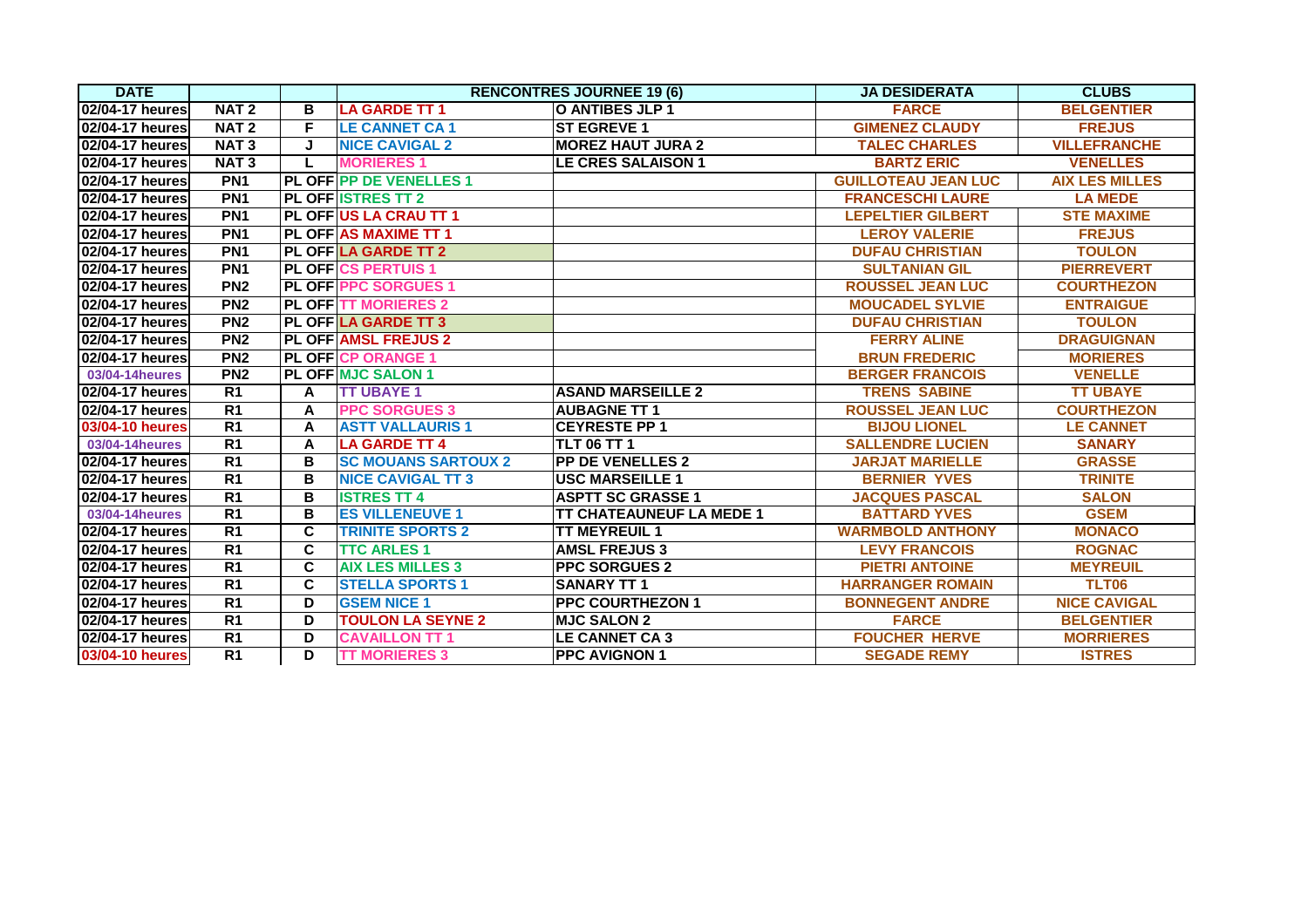| DATE | | | RENCONTRES JOURNEE 19 (6) | | JA DESIDERATA | CLUBS |
|---|---|---|---|---|---|---|
| 02/04-17 heures | NAT 2 | B | LA GARDE TT 1 | O ANTIBES JLP 1 | FARCE | BELGENTIER |
| 02/04-17 heures | NAT 2 | F | LE CANNET CA 1 | ST EGREVE 1 | GIMENEZ CLAUDY | FREJUS |
| 02/04-17 heures | NAT 3 | J | NICE CAVIGAL 2 | MOREZ HAUT JURA 2 | TALEC CHARLES | VILLEFRANCHE |
| 02/04-17 heures | NAT 3 | L | MORIERES 1 | LE CRES SALAISON 1 | BARTZ ERIC | VENELLES |
| 02/04-17 heures | PN1 | PL OFF | PP DE VENELLES 1 | | GUILLOTEAU JEAN LUC | AIX LES MILLES |
| 02/04-17 heures | PN1 | PL OFF | ISTRES TT 2 | | FRANCESCHI LAURE | LA MEDE |
| 02/04-17 heures | PN1 | PL OFF | US LA CRAU TT 1 | | LEPELTIER GILBERT | STE MAXIME |
| 02/04-17 heures | PN1 | PL OFF | AS MAXIME TT 1 | | LEROY VALERIE | FREJUS |
| 02/04-17 heures | PN1 | PL OFF | LA GARDE TT 2 | | DUFAU CHRISTIAN | TOULON |
| 02/04-17 heures | PN1 | PL OFF | CS PERTUIS 1 | | SULTANIAN GIL | PIERREVERT |
| 02/04-17 heures | PN2 | PL OFF | PPC SORGUES 1 | | ROUSSEL JEAN LUC | COURTHEZON |
| 02/04-17 heures | PN2 | PL OFF | TT MORIERES 2 | | MOUCADEL SYLVIE | ENTRAIGUE |
| 02/04-17 heures | PN2 | PL OFF | LA GARDE TT 3 | | DUFAU CHRISTIAN | TOULON |
| 02/04-17 heures | PN2 | PL OFF | AMSL FREJUS 2 | | FERRY ALINE | DRAGUIGNAN |
| 02/04-17 heures | PN2 | PL OFF | CP ORANGE 1 | | BRUN FREDERIC | MORIERES |
| 03/04-14heures | PN2 | PL OFF | MJC SALON 1 | | BERGER FRANCOIS | VENELLE |
| 02/04-17 heures | R1 | A | TT UBAYE 1 | ASAND MARSEILLE 2 | TRENS SABINE | TT UBAYE |
| 02/04-17 heures | R1 | A | PPC SORGUES 3 | AUBAGNE TT 1 | ROUSSEL JEAN LUC | COURTHEZON |
| 03/04-10 heures | R1 | A | ASTT VALLAURIS 1 | CEYRESTE PP 1 | BIJOU LIONEL | LE CANNET |
| 03/04-14heures | R1 | A | LA GARDE TT 4 | TLT 06 TT 1 | SALLENDRE LUCIEN | SANARY |
| 02/04-17 heures | R1 | B | SC MOUANS SARTOUX 2 | PP DE VENELLES 2 | JARJAT MARIELLE | GRASSE |
| 02/04-17 heures | R1 | B | NICE CAVIGAL TT 3 | USC MARSEILLE 1 | BERNIER YVES | TRINITE |
| 02/04-17 heures | R1 | B | ISTRES TT 4 | ASPTT SC GRASSE 1 | JACQUES PASCAL | SALON |
| 03/04-14heures | R1 | B | ES VILLENEUVE 1 | TT CHATEAUNEUF LA MEDE 1 | BATTARD YVES | GSEM |
| 02/04-17 heures | R1 | C | TRINITE SPORTS 2 | TT MEYREUIL 1 | WARMBOLD ANTHONY | MONACO |
| 02/04-17 heures | R1 | C | TTC ARLES 1 | AMSL FREJUS 3 | LEVY FRANCOIS | ROGNAC |
| 02/04-17 heures | R1 | C | AIX LES MILLES 3 | PPC SORGUES 2 | PIETRI ANTOINE | MEYREUIL |
| 02/04-17 heures | R1 | C | STELLA SPORTS 1 | SANARY TT 1 | HARRANGER ROMAIN | TLT06 |
| 02/04-17 heures | R1 | D | GSEM NICE 1 | PPC COURTHEZON 1 | BONNEGENT ANDRE | NICE CAVIGAL |
| 02/04-17 heures | R1 | D | TOULON LA SEYNE 2 | MJC SALON 2 | FARCE | BELGENTIER |
| 02/04-17 heures | R1 | D | CAVAILLON TT 1 | LE CANNET CA 3 | FOUCHER HERVE | MORRIERES |
| 03/04-10 heures | R1 | D | TT MORIERES 3 | PPC AVIGNON 1 | SEGADE REMY | ISTRES |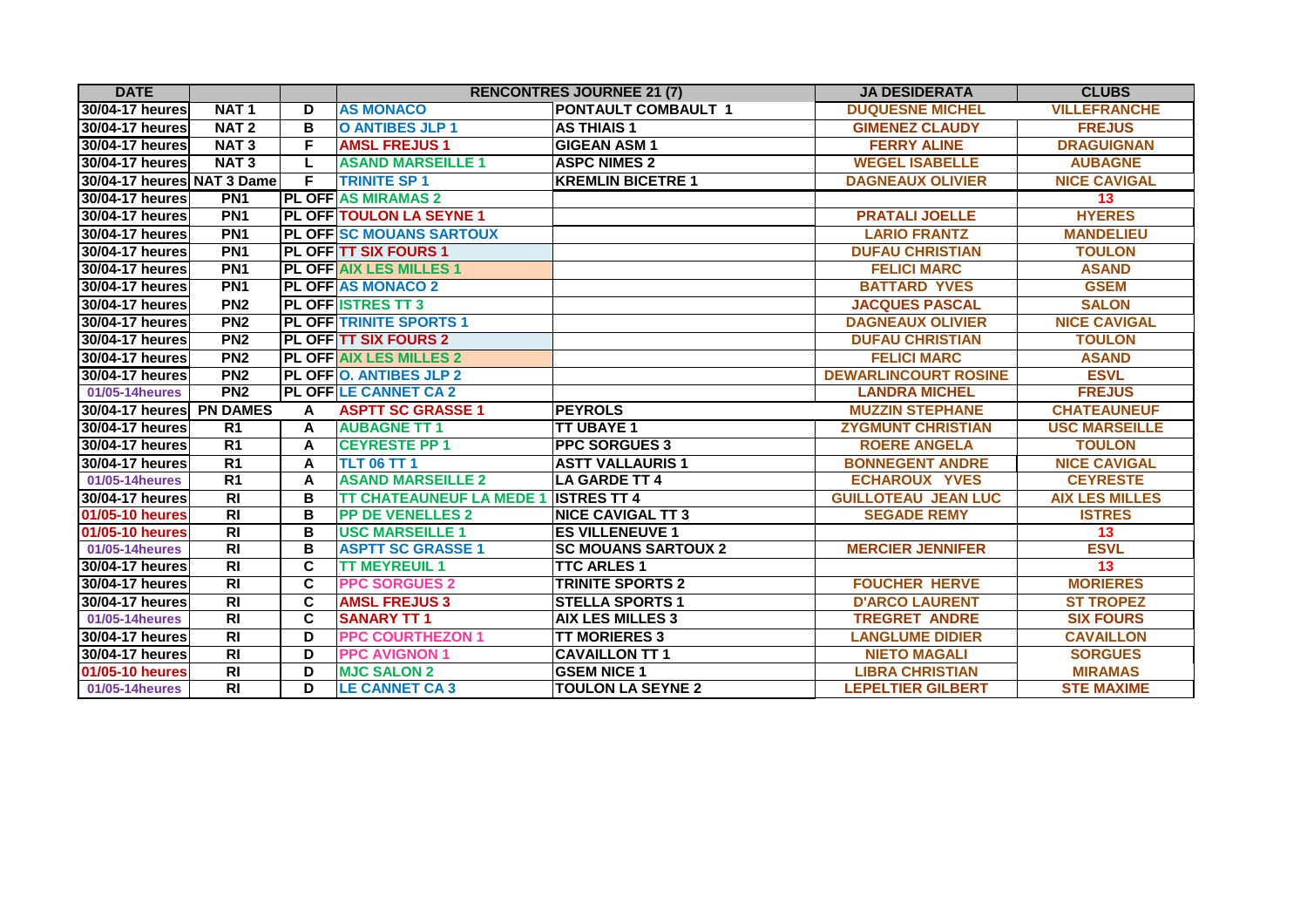| DATE | | | RENCONTRES JOURNEE 21 (7) | | JA DESIDERATA | CLUBS |
|---|---|---|---|---|---|---|
| 30/04-17 heures | NAT 1 | D | AS MONACO | PONTAULT COMBAULT 1 | DUQUESNE MICHEL | VILLEFRANCHE |
| 30/04-17 heures | NAT 2 | B | O ANTIBES JLP 1 | AS THIAIS 1 | GIMENEZ CLAUDY | FREJUS |
| 30/04-17 heures | NAT 3 | F | AMSL FREJUS 1 | GIGEAN ASM 1 | FERRY ALINE | DRAGUIGNAN |
| 30/04-17 heures | NAT 3 | L | ASAND MARSEILLE 1 | ASPC NIMES 2 | WEGEL ISABELLE | AUBAGNE |
| 30/04-17 heures | NAT 3 Dame | F | TRINITE SP 1 | KREMLIN BICETRE 1 | DAGNEAUX OLIVIER | NICE CAVIGAL |
| 30/04-17 heures | PN1 | PL OFF | AS MIRAMAS 2 | | | 13 |
| 30/04-17 heures | PN1 | PL OFF | TOULON LA SEYNE 1 | | PRATALI JOELLE | HYERES |
| 30/04-17 heures | PN1 | PL OFF | SC MOUANS SARTOUX | | LARIO FRANTZ | MANDELIEU |
| 30/04-17 heures | PN1 | PL OFF | TT SIX FOURS 1 | | DUFAU CHRISTIAN | TOULON |
| 30/04-17 heures | PN1 | PL OFF | AIX LES MILLES 1 | | FELICI MARC | ASAND |
| 30/04-17 heures | PN1 | PL OFF | AS MONACO 2 | | BATTARD YVES | GSEM |
| 30/04-17 heures | PN2 | PL OFF | ISTRES TT 3 | | JACQUES PASCAL | SALON |
| 30/04-17 heures | PN2 | PL OFF | TRINITE SPORTS 1 | | DAGNEAUX OLIVIER | NICE CAVIGAL |
| 30/04-17 heures | PN2 | PL OFF | TT SIX FOURS 2 | | DUFAU CHRISTIAN | TOULON |
| 30/04-17 heures | PN2 | PL OFF | AIX LES MILLES 2 | | FELICI MARC | ASAND |
| 30/04-17 heures | PN2 | PL OFF | O. ANTIBES JLP 2 | | DEWARLINCOURT ROSINE | ESVL |
| 01/05-14heures | PN2 | PL OFF | LE CANNET CA 2 | | LANDRA MICHEL | FREJUS |
| 30/04-17 heures | PN DAMES | A | ASPTT SC GRASSE 1 | PEYROLS | MUZZIN STEPHANE | CHATEAUNEUF |
| 30/04-17 heures | R1 | A | AUBAGNE TT 1 | TT UBAYE 1 | ZYGMUNT CHRISTIAN | USC MARSEILLE |
| 30/04-17 heures | R1 | A | CEYRESTE PP 1 | PPC SORGUES 3 | ROERE ANGELA | TOULON |
| 30/04-17 heures | R1 | A | TLT 06 TT 1 | ASTT VALLAURIS 1 | BONNEGENT ANDRE | NICE CAVIGAL |
| 01/05-14heures | R1 | A | ASAND MARSEILLE 2 | LA GARDE TT 4 | ECHAROUX YVES | CEYRESTE |
| 30/04-17 heures | RI | B | TT CHATEAUNEUF LA MEDE 1 | ISTRES TT 4 | GUILLOTEAU JEAN LUC | AIX LES MILLES |
| 01/05-10 heures | RI | B | PP DE VENELLES 2 | NICE CAVIGAL TT 3 | SEGADE REMY | ISTRES |
| 01/05-10 heures | RI | B | USC MARSEILLE 1 | ES VILLENEUVE 1 | | 13 |
| 01/05-14heures | RI | B | ASPTT SC GRASSE 1 | SC MOUANS SARTOUX 2 | MERCIER JENNIFER | ESVL |
| 30/04-17 heures | RI | C | TT MEYREUIL 1 | TTC ARLES 1 | | 13 |
| 30/04-17 heures | RI | C | PPC SORGUES 2 | TRINITE SPORTS 2 | FOUCHER HERVE | MORIERES |
| 30/04-17 heures | RI | C | AMSL FREJUS 3 | STELLA SPORTS 1 | D'ARCO LAURENT | ST TROPEZ |
| 01/05-14heures | RI | C | SANARY TT 1 | AIX LES MILLES 3 | TREGRET ANDRE | SIX FOURS |
| 30/04-17 heures | RI | D | PPC COURTHEZON 1 | TT MORIERES 3 | LANGLUME DIDIER | CAVAILLON |
| 30/04-17 heures | RI | D | PPC AVIGNON 1 | CAVAILLON TT 1 | NIETO MAGALI | SORGUES |
| 01/05-10 heures | RI | D | MJC SALON 2 | GSEM NICE 1 | LIBRA CHRISTIAN | MIRAMAS |
| 01/05-14heures | RI | D | LE CANNET CA 3 | TOULON LA SEYNE 2 | LEPELTIER GILBERT | STE MAXIME |